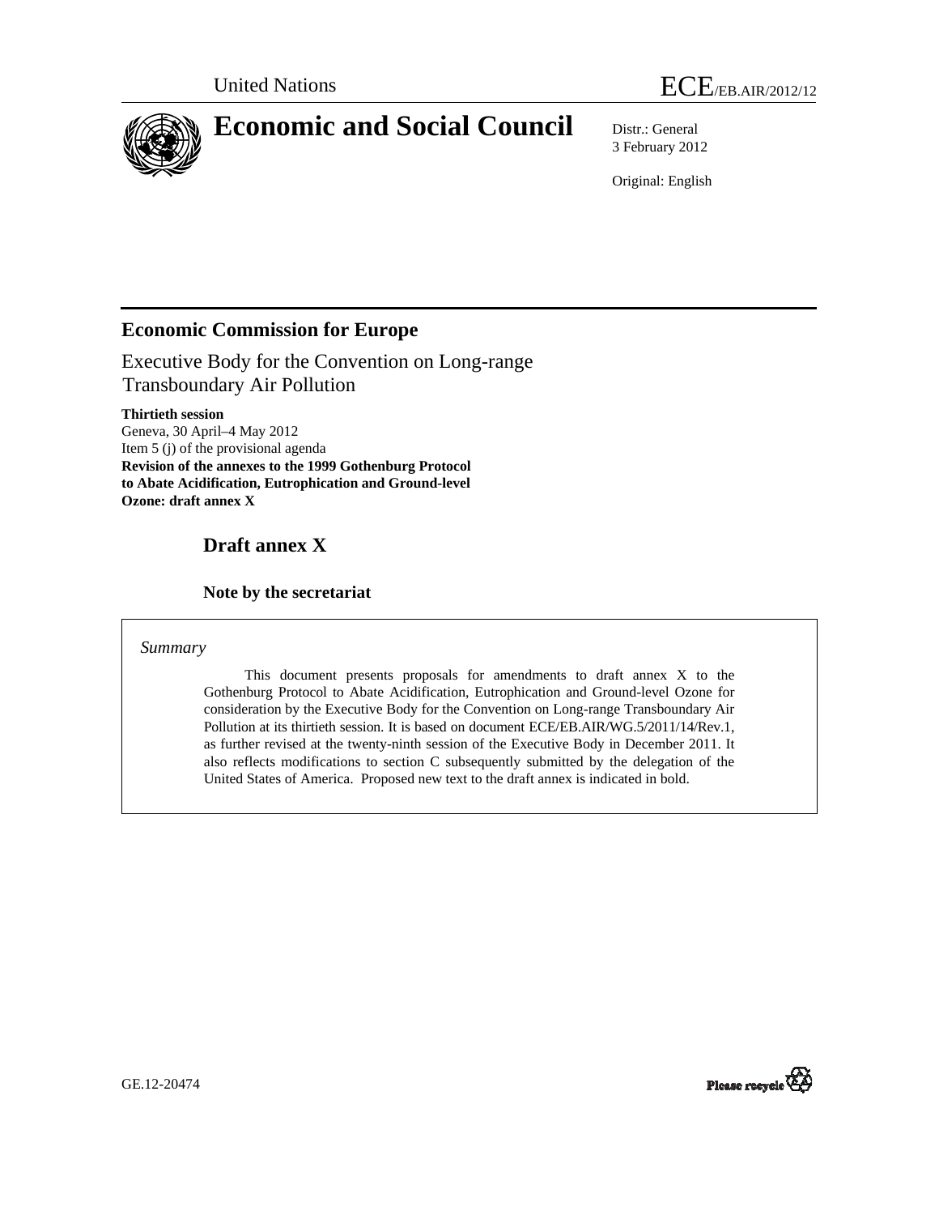United Nations ECE/EB.AIR/2012/12

# Economic and Social Council

Distr.: General
3 February 2012

Original: English

## Economic Commission for Europe

Executive Body for the Convention on Long-range Transboundary Air Pollution

**Thirtieth session**
Geneva, 30 April–4 May 2012
Item 5 (j) of the provisional agenda
**Revision of the annexes to the 1999 Gothenburg Protocol to Abate Acidification, Eutrophication and Ground-level Ozone: draft annex X**

## Draft annex X

### Note by the secretariat

*Summary*

This document presents proposals for amendments to draft annex X to the Gothenburg Protocol to Abate Acidification, Eutrophication and Ground-level Ozone for consideration by the Executive Body for the Convention on Long-range Transboundary Air Pollution at its thirtieth session. It is based on document ECE/EB.AIR/WG.5/2011/14/Rev.1, as further revised at the twenty-ninth session of the Executive Body in December 2011. It also reflects modifications to section C subsequently submitted by the delegation of the United States of America. Proposed new text to the draft annex is indicated in bold.

GE.12-20474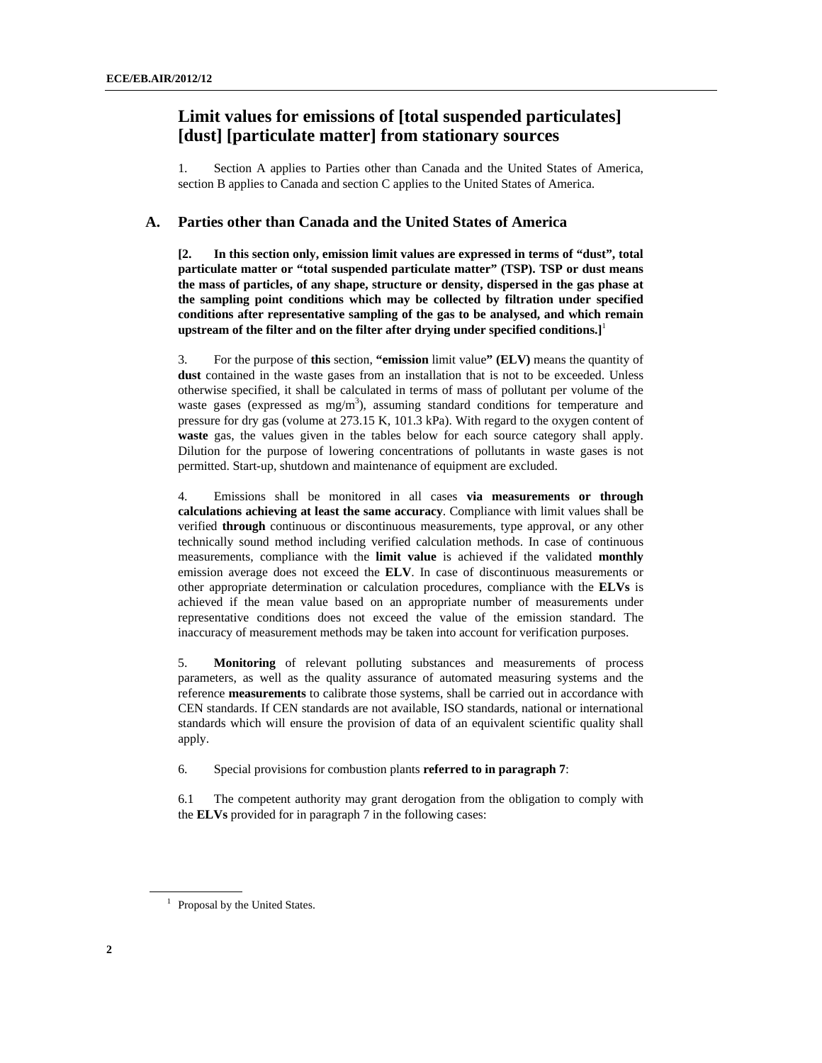# Limit values for emissions of [total suspended particulates] [dust] [particulate matter] from stationary sources

1. Section A applies to Parties other than Canada and the United States of America, section B applies to Canada and section C applies to the United States of America.

## A. Parties other than Canada and the United States of America

**[2. In this section only, emission limit values are expressed in terms of "dust", total particulate matter or "total suspended particulate matter" (TSP). TSP or dust means the mass of particles, of any shape, structure or density, dispersed in the gas phase at the sampling point conditions which may be collected by filtration under specified conditions after representative sampling of the gas to be analysed, and which remain upstream of the filter and on the filter after drying under specified conditions.]**[1]

3. For the purpose of **this** section, **"emission** limit value**" (ELV)** means the quantity of **dust** contained in the waste gases from an installation that is not to be exceeded. Unless otherwise specified, it shall be calculated in terms of mass of pollutant per volume of the waste gases (expressed as $mg/m^3$), assuming standard conditions for temperature and pressure for dry gas (volume at 273.15 K, 101.3 kPa). With regard to the oxygen content of **waste** gas, the values given in the tables below for each source category shall apply. Dilution for the purpose of lowering concentrations of pollutants in waste gases is not permitted. Start-up, shutdown and maintenance of equipment are excluded.

4. Emissions shall be monitored in all cases **via measurements or through calculations achieving at least the same accuracy**. Compliance with limit values shall be verified **through** continuous or discontinuous measurements, type approval, or any other technically sound method including verified calculation methods. In case of continuous measurements, compliance with the **limit value** is achieved if the validated **monthly** emission average does not exceed the **ELV**. In case of discontinuous measurements or other appropriate determination or calculation procedures, compliance with the **ELVs** is achieved if the mean value based on an appropriate number of measurements under representative conditions does not exceed the value of the emission standard. The inaccuracy of measurement methods may be taken into account for verification purposes.

5. **Monitoring** of relevant polluting substances and measurements of process parameters, as well as the quality assurance of automated measuring systems and the reference **measurements** to calibrate those systems, shall be carried out in accordance with CEN standards. If CEN standards are not available, ISO standards, national or international standards which will ensure the provision of data of an equivalent scientific quality shall apply.

6. Special provisions for combustion plants **referred to in paragraph 7**:

6.1 The competent authority may grant derogation from the obligation to comply with the **ELVs** provided for in paragraph 7 in the following cases:

[1] Proposal by the United States.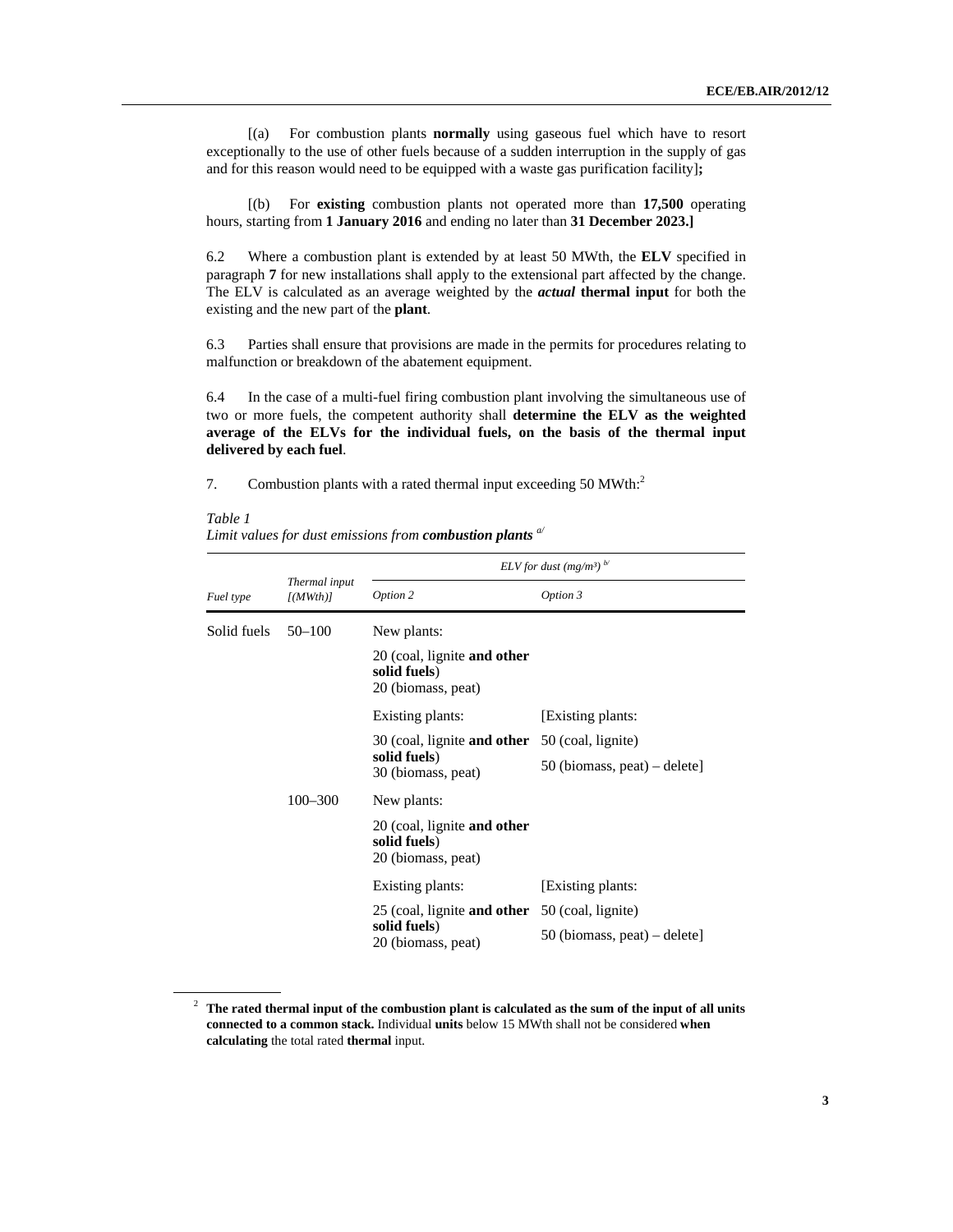[(a) For combustion plants **normally** using gaseous fuel which have to resort exceptionally to the use of other fuels because of a sudden interruption in the supply of gas and for this reason would need to be equipped with a waste gas purification facility]**;**

[(b) For **existing** combustion plants not operated more than **17,500** operating hours, starting from **1 January 2016** and ending no later than **31 December 2023.]**

6.2 Where a combustion plant is extended by at least 50 MWth, the **ELV** specified in paragraph **7** for new installations shall apply to the extensional part affected by the change. The ELV is calculated as an average weighted by the ***actual*** **thermal input** for both the existing and the new part of the **plant**.

6.3 Parties shall ensure that provisions are made in the permits for procedures relating to malfunction or breakdown of the abatement equipment.

6.4 In the case of a multi-fuel firing combustion plant involving the simultaneous use of two or more fuels, the competent authority shall **determine the ELV as the weighted average of the ELVs for the individual fuels, on the basis of the thermal input delivered by each fuel**.

7. Combustion plants with a rated thermal input exceeding 50 MWth:[2]

*Table 1*
*Limit values for dust emissions from **combustion plants** [a/]*

| *Fuel type* | *Thermal input [(MWth)]* | *ELV for dust (mg/m³) [b/]* | |
|---|---|---|---|
| | | *Option 2* | *Option 3* |
| Solid fuels | 50–100 | New plants: | |
| | | 20 (coal, lignite **and other solid fuels**)<br>20 (biomass, peat) | |
| | | Existing plants: | [Existing plants: |
| | | 30 (coal, lignite **and other solid fuels**)<br>30 (biomass, peat) | 50 (coal, lignite)<br>50 (biomass, peat) – delete] |
| | 100–300 | New plants: | |
| | | 20 (coal, lignite **and other solid fuels**)<br>20 (biomass, peat) | |
| | | Existing plants: | [Existing plants: |
| | | 25 (coal, lignite **and other solid fuels**)<br>20 (biomass, peat) | 50 (coal, lignite)<br>50 (biomass, peat) – delete] |

[2] **The rated thermal input of the combustion plant is calculated as the sum of the input of all units connected to a common stack.** Individual **units** below 15 MWth shall not be considered **when calculating** the total rated **thermal** input.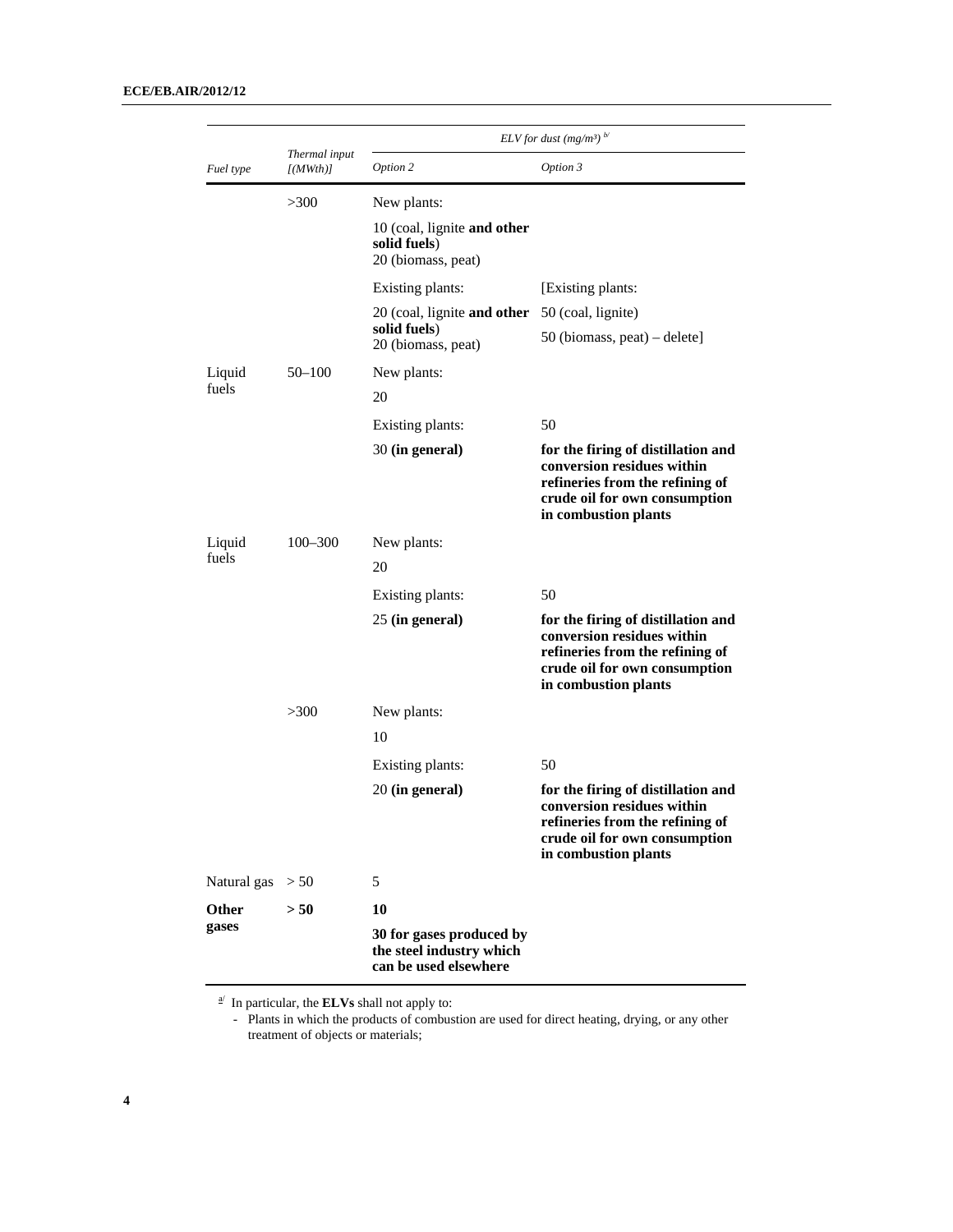| Fuel type | Thermal input [(MWth)] | ELV for dust (mg/m³) [b/] | |
|---|---|---|---|
| | | Option 2 | Option 3 |
| | >300 | New plants: | |
| | | 10 (coal, lignite **and other solid fuels**)<br>20 (biomass, peat) | |
| | | Existing plants: | [Existing plants: |
| | | 20 (coal, lignite **and other solid fuels**)<br>20 (biomass, peat) | 50 (coal, lignite)<br>50 (biomass, peat) – delete] |
| Liquid fuels | 50–100 | New plants: | |
| | | 20 | |
| | | Existing plants: | 50 |
| | | 30 **(in general)** | **for the firing of distillation and conversion residues within refineries from the refining of crude oil for own consumption in combustion plants** |
| Liquid fuels | 100–300 | New plants: | |
| | | 20 | |
| | | Existing plants: | 50 |
| | | 25 **(in general)** | **for the firing of distillation and conversion residues within refineries from the refining of crude oil for own consumption in combustion plants** |
| | >300 | New plants: | |
| | | 10 | |
| | | Existing plants: | 50 |
| | | 20 **(in general)** | **for the firing of distillation and conversion residues within refineries from the refining of crude oil for own consumption in combustion plants** |
| Natural gas | > 50 | 5 | |
| **Other gases** | **> 50** | **10** | |
| | | **30 for gases produced by the steel industry which can be used elsewhere** | |

[a/] In particular, the **ELVs** shall not apply to:

- Plants in which the products of combustion are used for direct heating, drying, or any other treatment of objects or materials;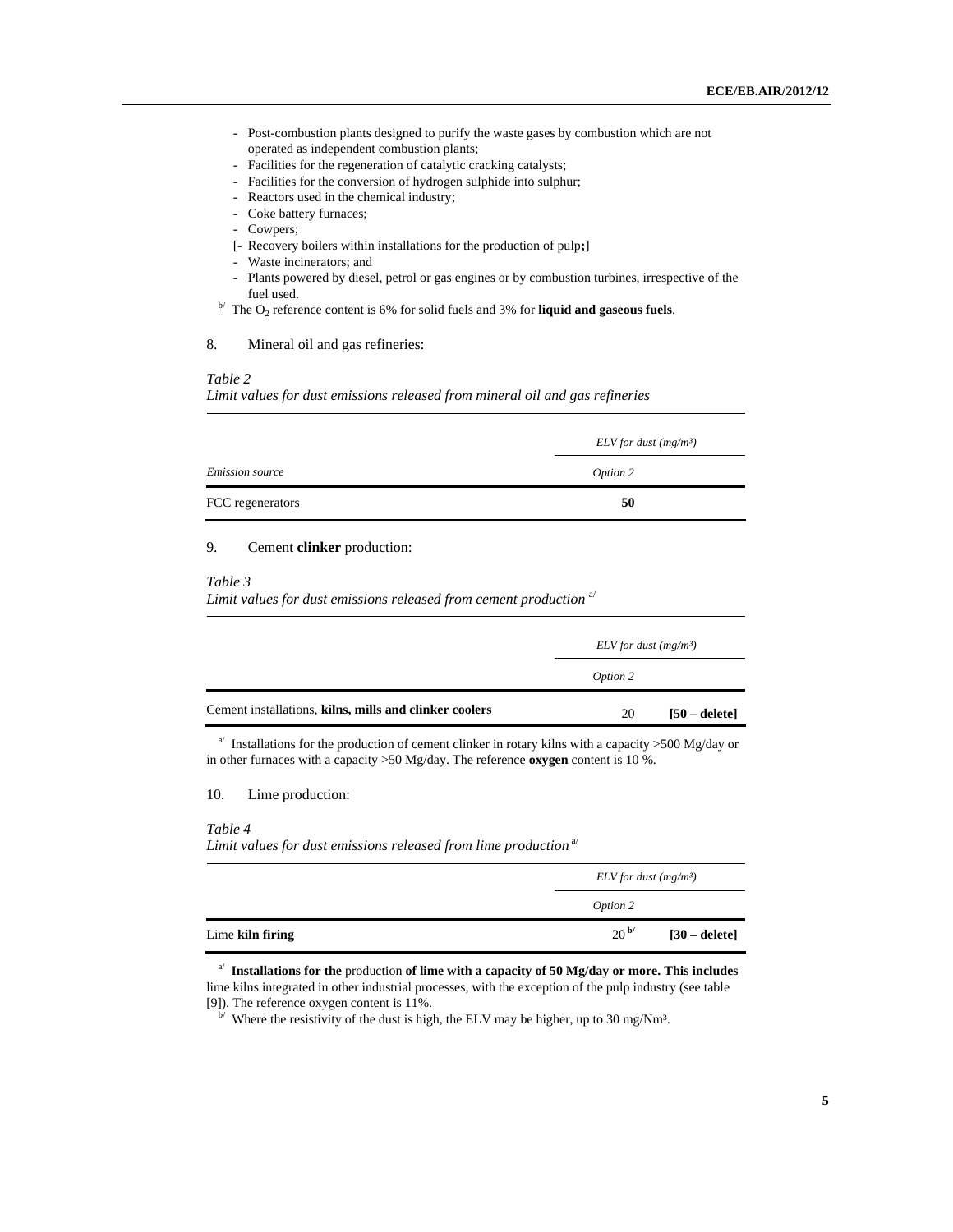- Post-combustion plants designed to purify the waste gases by combustion which are not operated as independent combustion plants;
- Facilities for the regeneration of catalytic cracking catalysts;
- Facilities for the conversion of hydrogen sulphide into sulphur;
- Reactors used in the chemical industry;
- Coke battery furnaces;
- Cowpers;
- [- Recovery boilers within installations for the production of pulp**;**]
- Waste incinerators; and
- Plant**s** powered by diesel, petrol or gas engines or by combustion turbines, irrespective of the fuel used.

[b/] The $O_2$ reference content is 6% for solid fuels and 3% for **liquid and gaseous fuels**.

8. Mineral oil and gas refineries:

*Table 2*
*Limit values for dust emissions released from mineral oil and gas refineries*

| | *ELV for dust (mg/m³)* |
|---|---|
| *Emission source* | *Option 2* |
| FCC regenerators | **50** |

9. Cement **clinker** production:

*Table 3*
*Limit values for dust emissions released from cement production* [a/]

| | *ELV for dust (mg/m³)* | |
|---|---|---|
| | *Option 2* | |
| Cement installations, **kilns, mills and clinker coolers** | 20 | **[50 – delete]** |

[a/] Installations for the production of cement clinker in rotary kilns with a capacity >500 Mg/day or in other furnaces with a capacity >50 Mg/day. The reference **oxygen** content is 10 %.

10. Lime production:

*Table 4*
*Limit values for dust emissions released from lime production* [a/]

| | *ELV for dust (mg/m³)* | |
|---|---|---|
| | *Option 2* | |
| Lime **kiln firing** | 20 [**b/**] | **[30 – delete]** |

[a/] **Installations for the** production **of lime with a capacity of 50 Mg/day or more. This includes** lime kilns integrated in other industrial processes, with the exception of the pulp industry (see table [9]). The reference oxygen content is 11%.

[b/] Where the resistivity of the dust is high, the ELV may be higher, up to 30 mg/Nm³.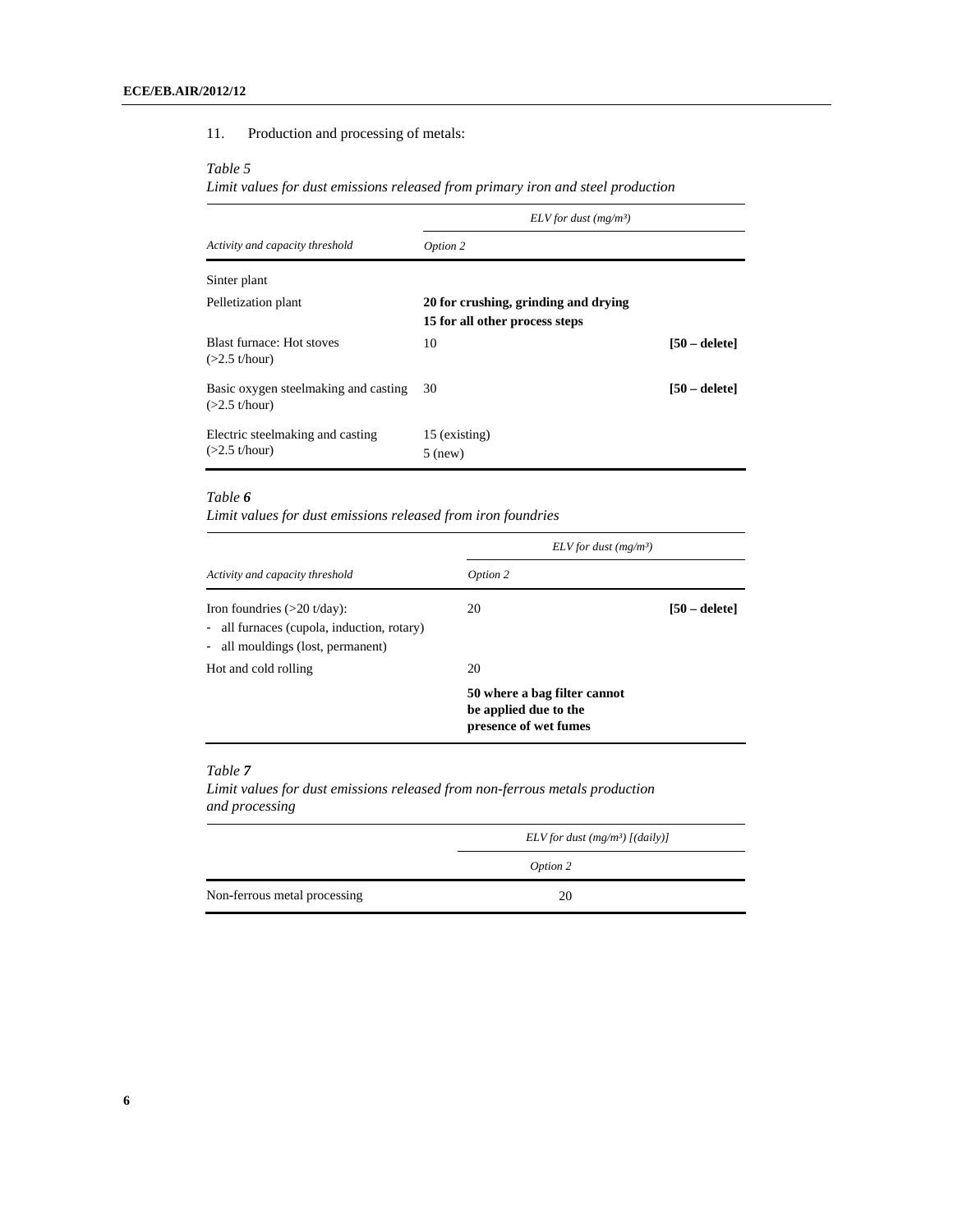11. Production and processing of metals:

*Table 5*

*Limit values for dust emissions released from primary iron and steel production*

| | *ELV for dust (mg/m³)* | |
|---|---|---|
| *Activity and capacity threshold* | *Option 2* | |
| Sinter plant | | |
| Pelletization plant | **20 for crushing, grinding and drying**<br>**15 for all other process steps** | |
| Blast furnace: Hot stoves (>2.5 t/hour) | 10 | **[50 – delete]** |
| Basic oxygen steelmaking and casting (>2.5 t/hour) | 30 | **[50 – delete]** |
| Electric steelmaking and casting (>2.5 t/hour) | 15 (existing)<br>5 (new) | |

*Table **6***

*Limit values for dust emissions released from iron foundries*

| | *ELV for dust (mg/m³)* | |
|---|---|---|
| *Activity and capacity threshold* | *Option 2* | |
| Iron foundries (>20 t/day):<br>- all furnaces (cupola, induction, rotary)<br>- all mouldings (lost, permanent) | 20 | **[50 – delete]** |
| Hot and cold rolling | 20<br>**50 where a bag filter cannot be applied due to the presence of wet fumes** | |

*Table **7***

*Limit values for dust emissions released from non-ferrous metals production and processing*

| | *ELV for dust (mg/m³) [(daily)]* |
|---|---|
| | *Option 2* |
| Non-ferrous metal processing | 20 |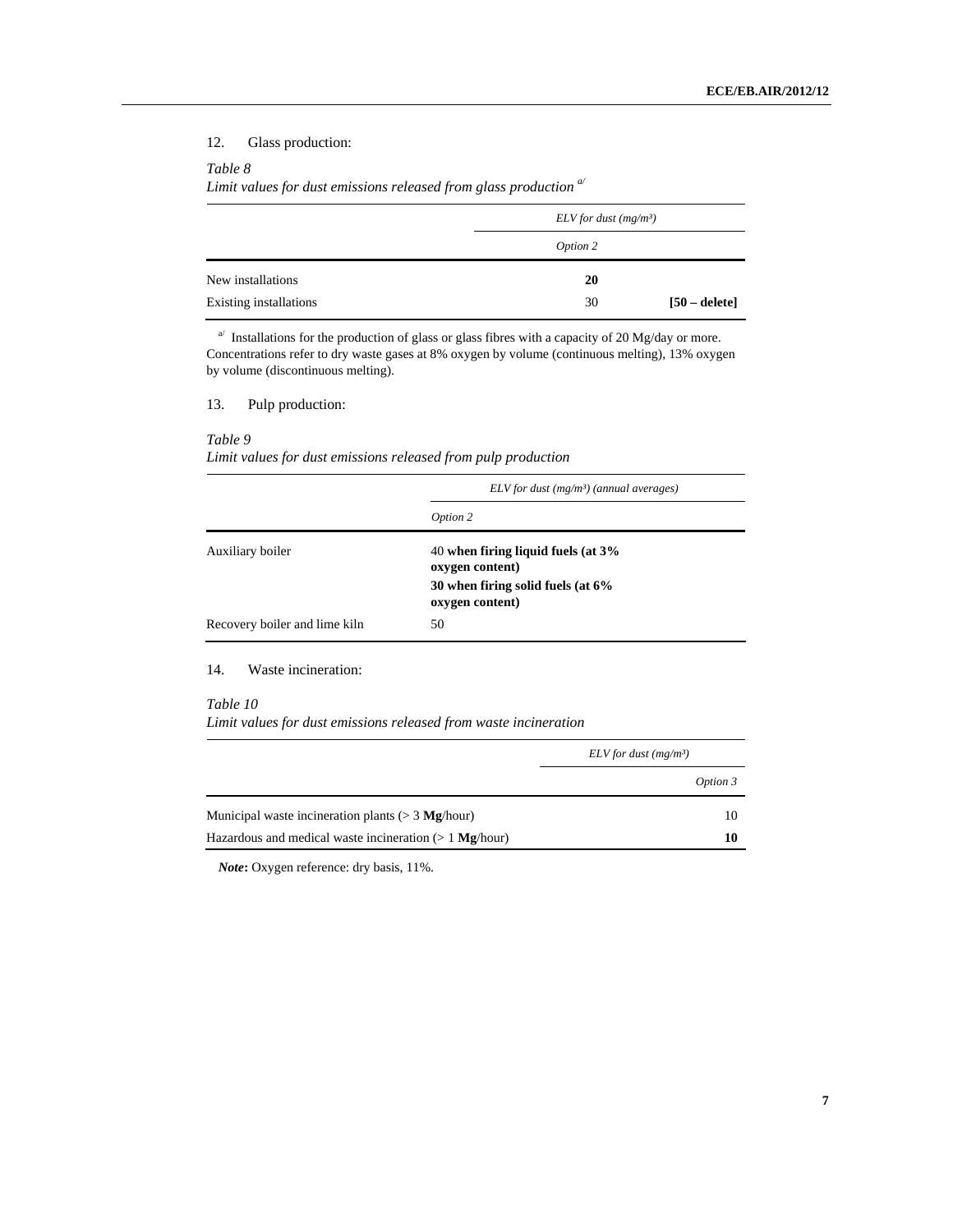12. Glass production:

*Table 8*
*Limit values for dust emissions released from glass production* [a/]

| | *ELV for dust (mg/m³)* | |
|---|---|---|
| | *Option 2* | |
| New installations | **20** | |
| Existing installations | 30 | **[50 – delete]** |

[a/] Installations for the production of glass or glass fibres with a capacity of 20 Mg/day or more. Concentrations refer to dry waste gases at 8% oxygen by volume (continuous melting), 13% oxygen by volume (discontinuous melting).

13. Pulp production:

*Table 9*
*Limit values for dust emissions released from pulp production*

| | *ELV for dust (mg/m³) (annual averages)* |
|---|---|
| | *Option 2* |
| Auxiliary boiler | 40 **when firing liquid fuels (at 3% oxygen content)**<br>**30 when firing solid fuels (at 6% oxygen content)** |
| Recovery boiler and lime kiln | 50 |

14. Waste incineration:

*Table 10*
*Limit values for dust emissions released from waste incineration*

| | *ELV for dust (mg/m³)* |
|---|---|
| | *Option 3* |
| Municipal waste incineration plants (> 3 **Mg**/hour) | 10 |
| Hazardous and medical waste incineration (> 1 **Mg**/hour) | **10** |

***Note*:** Oxygen reference: dry basis, 11%.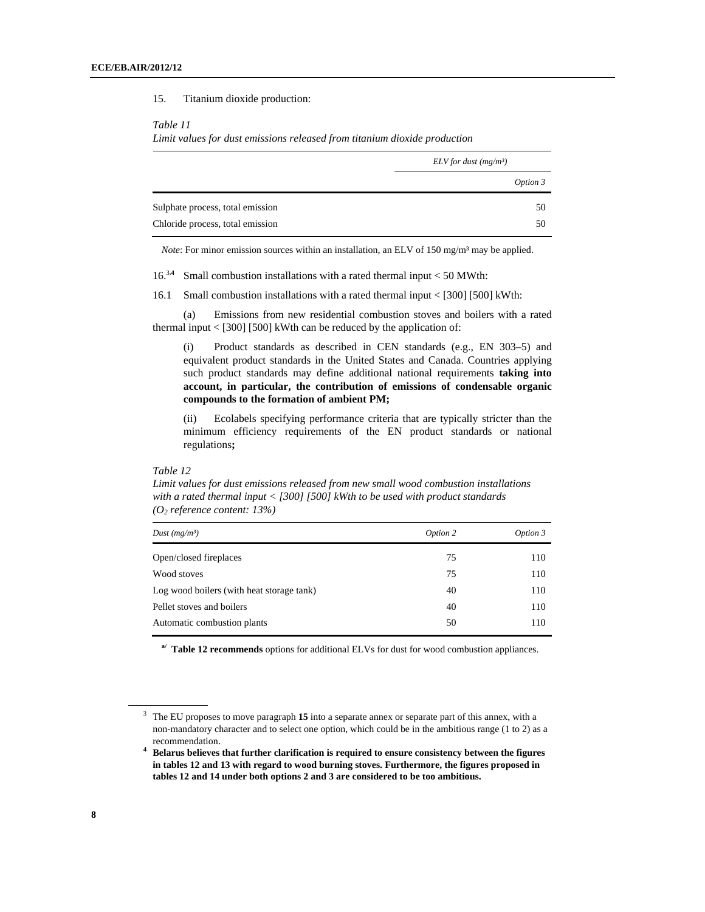15. Titanium dioxide production:

*Table 11*
*Limit values for dust emissions released from titanium dioxide production*

| | *ELV for dust (mg/m³)* |
|---|---|
| | *Option 3* |
| Sulphate process, total emission | 50 |
| Chloride process, total emission | 50 |

*Note*: For minor emission sources within an installation, an ELV of 150 mg/m³ may be applied.

16.[3,4] Small combustion installations with a rated thermal input < 50 MWth:

16.1 Small combustion installations with a rated thermal input < [300] [500] kWth:

(a) Emissions from new residential combustion stoves and boilers with a rated thermal input < [300] [500] kWth can be reduced by the application of:

(i) Product standards as described in CEN standards (e.g., EN 303–5) and equivalent product standards in the United States and Canada. Countries applying such product standards may define additional national requirements **taking into account, in particular, the contribution of emissions of condensable organic compounds to the formation of ambient PM;**

(ii) Ecolabels specifying performance criteria that are typically stricter than the minimum efficiency requirements of the EN product standards or national regulations**;**

*Table 12*
*Limit values for dust emissions released from new small wood combustion installations with a rated thermal input < [300] [500] kWth to be used with product standards ($O_2$ reference content: 13%)*

| *Dust (mg/m³)* | *Option 2* | *Option 3* |
|---|---|---|
| Open/closed fireplaces | 75 | 110 |
| Wood stoves | 75 | 110 |
| Log wood boilers (with heat storage tank) | 40 | 110 |
| Pellet stoves and boilers | 40 | 110 |
| Automatic combustion plants | 50 | 110 |

[a/] **Table 12 recommends** options for additional ELVs for dust for wood combustion appliances.

---

[3] The EU proposes to move paragraph **15** into a separate annex or separate part of this annex, with a non-mandatory character and to select one option, which could be in the ambitious range (1 to 2) as a recommendation.

[4] **Belarus believes that further clarification is required to ensure consistency between the figures in tables 12 and 13 with regard to wood burning stoves. Furthermore, the figures proposed in tables 12 and 14 under both options 2 and 3 are considered to be too ambitious.**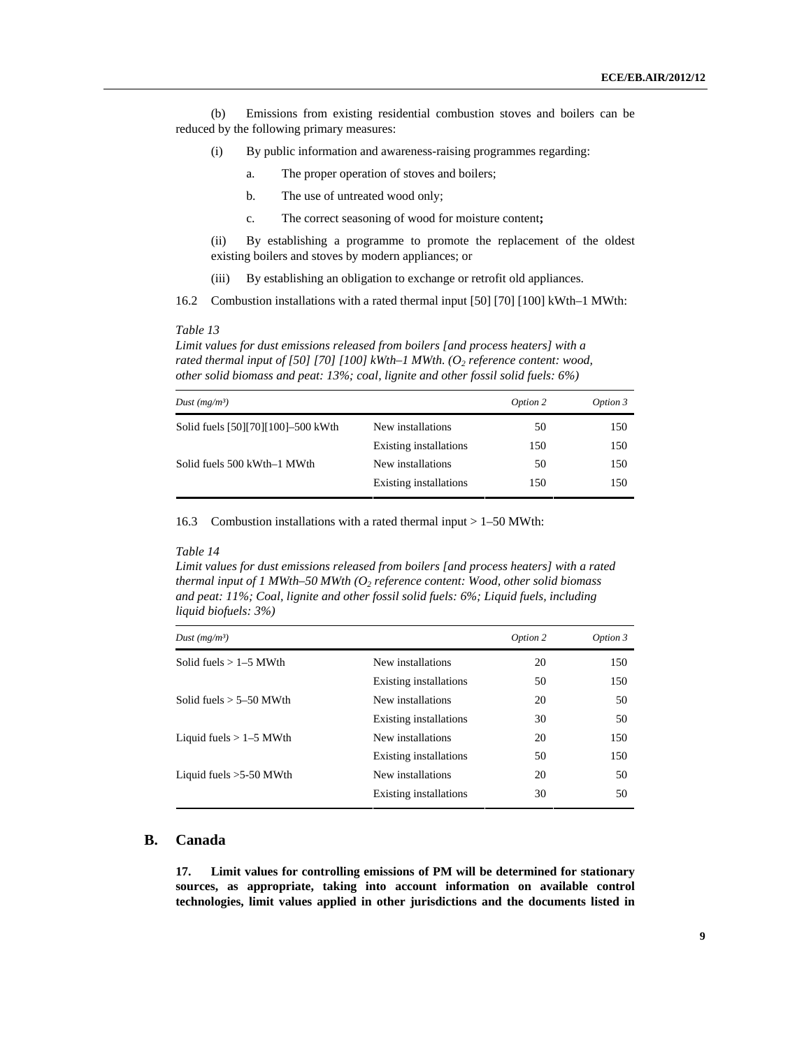(b) Emissions from existing residential combustion stoves and boilers can be reduced by the following primary measures:

(i) By public information and awareness-raising programmes regarding:

a. The proper operation of stoves and boilers;

b. The use of untreated wood only;

c. The correct seasoning of wood for moisture content**;**

(ii) By establishing a programme to promote the replacement of the oldest existing boilers and stoves by modern appliances; or

(iii) By establishing an obligation to exchange or retrofit old appliances.

16.2 Combustion installations with a rated thermal input [50] [70] [100] kWth–1 MWth:

*Table 13*

*Limit values for dust emissions released from boilers [and process heaters] with a rated thermal input of [50] [70] [100] kWth–1 MWth. ($O_2$ reference content: wood, other solid biomass and peat: 13%; coal, lignite and other fossil solid fuels: 6%)*

| *Dust (mg/m³)* | | *Option 2* | *Option 3* |
|---|---|---|---|
| Solid fuels [50][70][100]–500 kWth | New installations | 50 | 150 |
| | Existing installations | 150 | 150 |
| Solid fuels 500 kWth–1 MWth | New installations | 50 | 150 |
| | Existing installations | 150 | 150 |

16.3 Combustion installations with a rated thermal input > 1–50 MWth:

*Table 14*

*Limit values for dust emissions released from boilers [and process heaters] with a rated thermal input of 1 MWth–50 MWth ($O_2$ reference content: Wood, other solid biomass and peat: 11%; Coal, lignite and other fossil solid fuels: 6%; Liquid fuels, including liquid biofuels: 3%)*

| *Dust (mg/m³)* | | *Option 2* | *Option 3* |
|---|---|---|---|
| Solid fuels > 1–5 MWth | New installations | 20 | 150 |
| | Existing installations | 50 | 150 |
| Solid fuels > 5–50 MWth | New installations | 20 | 50 |
| | Existing installations | 30 | 50 |
| Liquid fuels > 1–5 MWth | New installations | 20 | 150 |
| | Existing installations | 50 | 150 |
| Liquid fuels >5-50 MWth | New installations | 20 | 50 |
| | Existing installations | 30 | 50 |

## B. Canada

**17. Limit values for controlling emissions of PM will be determined for stationary sources, as appropriate, taking into account information on available control technologies, limit values applied in other jurisdictions and the documents listed in**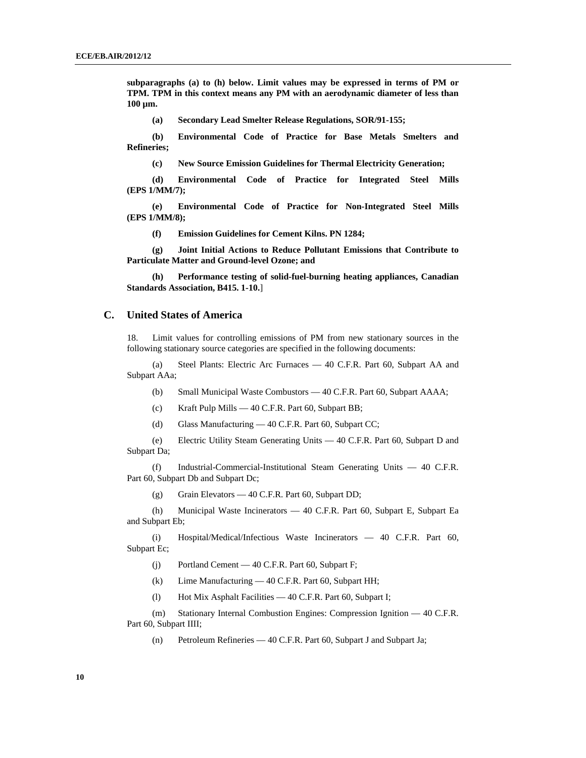**subparagraphs (a) to (h) below. Limit values may be expressed in terms of PM or TPM. TPM in this context means any PM with an aerodynamic diameter of less than 100 µm.**

**(a) Secondary Lead Smelter Release Regulations, SOR/91-155;**

**(b) Environmental Code of Practice for Base Metals Smelters and Refineries;**

**(c) New Source Emission Guidelines for Thermal Electricity Generation;**

**(d) Environmental Code of Practice for Integrated Steel Mills (EPS 1/MM/7);**

**(e) Environmental Code of Practice for Non-Integrated Steel Mills (EPS 1/MM/8);**

**(f) Emission Guidelines for Cement Kilns. PN 1284;**

**(g) Joint Initial Actions to Reduce Pollutant Emissions that Contribute to Particulate Matter and Ground-level Ozone; and**

**(h) Performance testing of solid-fuel-burning heating appliances, Canadian Standards Association, B415. 1-10.**]

## C. United States of America

18. Limit values for controlling emissions of PM from new stationary sources in the following stationary source categories are specified in the following documents:

(a) Steel Plants: Electric Arc Furnaces — 40 C.F.R. Part 60, Subpart AA and Subpart AAa;

(b) Small Municipal Waste Combustors — 40 C.F.R. Part 60, Subpart AAAA;

(c) Kraft Pulp Mills — 40 C.F.R. Part 60, Subpart BB;

(d) Glass Manufacturing — 40 C.F.R. Part 60, Subpart CC;

(e) Electric Utility Steam Generating Units — 40 C.F.R. Part 60, Subpart D and Subpart Da;

(f) Industrial-Commercial-Institutional Steam Generating Units — 40 C.F.R. Part 60, Subpart Db and Subpart Dc;

(g) Grain Elevators — 40 C.F.R. Part 60, Subpart DD;

(h) Municipal Waste Incinerators — 40 C.F.R. Part 60, Subpart E, Subpart Ea and Subpart Eb;

(i) Hospital/Medical/Infectious Waste Incinerators — 40 C.F.R. Part 60, Subpart Ec;

(j) Portland Cement — 40 C.F.R. Part 60, Subpart F;

(k) Lime Manufacturing — 40 C.F.R. Part 60, Subpart HH;

(l) Hot Mix Asphalt Facilities — 40 C.F.R. Part 60, Subpart I;

(m) Stationary Internal Combustion Engines: Compression Ignition — 40 C.F.R. Part 60, Subpart IIII;

(n) Petroleum Refineries — 40 C.F.R. Part 60, Subpart J and Subpart Ja;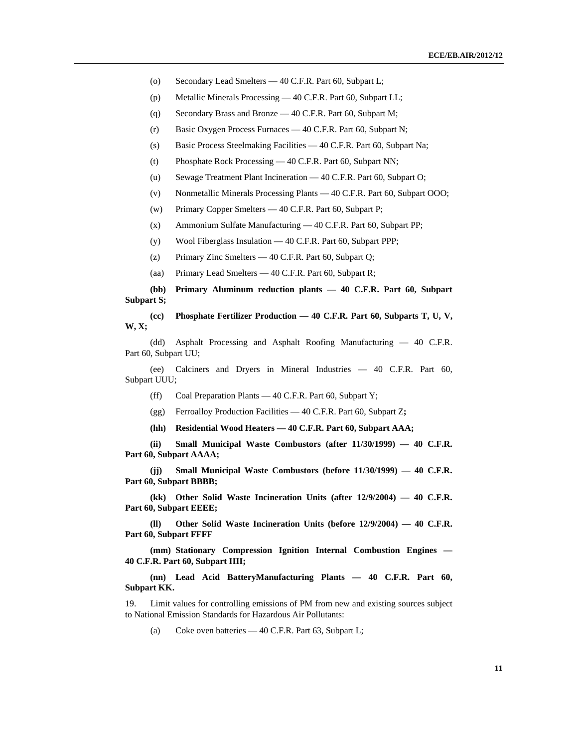(o) Secondary Lead Smelters — 40 C.F.R. Part 60, Subpart L;

(p) Metallic Minerals Processing — 40 C.F.R. Part 60, Subpart LL;

(q) Secondary Brass and Bronze — 40 C.F.R. Part 60, Subpart M;

(r) Basic Oxygen Process Furnaces — 40 C.F.R. Part 60, Subpart N;

(s) Basic Process Steelmaking Facilities — 40 C.F.R. Part 60, Subpart Na;

(t) Phosphate Rock Processing — 40 C.F.R. Part 60, Subpart NN;

(u) Sewage Treatment Plant Incineration — 40 C.F.R. Part 60, Subpart O;

(v) Nonmetallic Minerals Processing Plants — 40 C.F.R. Part 60, Subpart OOO;

(w) Primary Copper Smelters — 40 C.F.R. Part 60, Subpart P;

(x) Ammonium Sulfate Manufacturing — 40 C.F.R. Part 60, Subpart PP;

(y) Wool Fiberglass Insulation — 40 C.F.R. Part 60, Subpart PPP;

(z) Primary Zinc Smelters — 40 C.F.R. Part 60, Subpart Q;

(aa) Primary Lead Smelters — 40 C.F.R. Part 60, Subpart R;

**(bb) Primary Aluminum reduction plants — 40 C.F.R. Part 60, Subpart Subpart S;**

**(cc) Phosphate Fertilizer Production — 40 C.F.R. Part 60, Subparts T, U, V, W, X;**

(dd) Asphalt Processing and Asphalt Roofing Manufacturing — 40 C.F.R. Part 60, Subpart UU;

(ee) Calciners and Dryers in Mineral Industries — 40 C.F.R. Part 60, Subpart UUU;

(ff) Coal Preparation Plants — 40 C.F.R. Part 60, Subpart Y;

(gg) Ferroalloy Production Facilities — 40 C.F.R. Part 60, Subpart Z**;**

**(hh) Residential Wood Heaters — 40 C.F.R. Part 60, Subpart AAA;**

**(ii) Small Municipal Waste Combustors (after 11/30/1999) — 40 C.F.R. Part 60, Subpart AAAA;**

**(jj) Small Municipal Waste Combustors (before 11/30/1999) — 40 C.F.R. Part 60, Subpart BBBB;**

**(kk) Other Solid Waste Incineration Units (after 12/9/2004) — 40 C.F.R. Part 60, Subpart EEEE;**

**(ll) Other Solid Waste Incineration Units (before 12/9/2004) — 40 C.F.R. Part 60, Subpart FFFF**

**(mm) Stationary Compression Ignition Internal Combustion Engines — 40 C.F.R. Part 60, Subpart IIII;**

**(nn) Lead Acid BatteryManufacturing Plants — 40 C.F.R. Part 60, Subpart KK.**

19. Limit values for controlling emissions of PM from new and existing sources subject to National Emission Standards for Hazardous Air Pollutants:

(a) Coke oven batteries — 40 C.F.R. Part 63, Subpart L;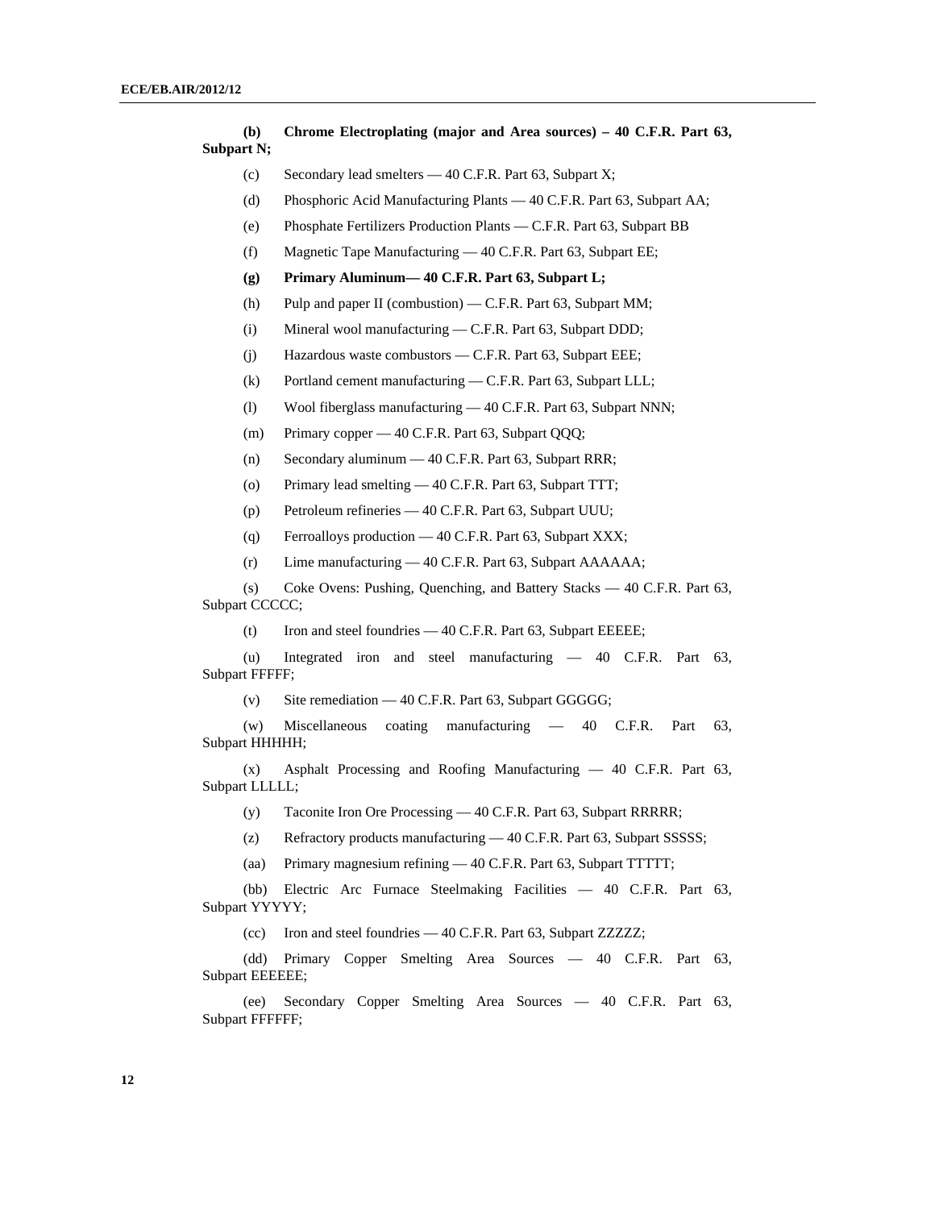**(b) Chrome Electroplating (major and Area sources) – 40 C.F.R. Part 63, Subpart N;**

(c) Secondary lead smelters — 40 C.F.R. Part 63, Subpart X;

(d) Phosphoric Acid Manufacturing Plants — 40 C.F.R. Part 63, Subpart AA;

(e) Phosphate Fertilizers Production Plants — C.F.R. Part 63, Subpart BB

(f) Magnetic Tape Manufacturing — 40 C.F.R. Part 63, Subpart EE;

**(g) Primary Aluminum— 40 C.F.R. Part 63, Subpart L;**

(h) Pulp and paper II (combustion) — C.F.R. Part 63, Subpart MM;

(i) Mineral wool manufacturing — C.F.R. Part 63, Subpart DDD;

(j) Hazardous waste combustors — C.F.R. Part 63, Subpart EEE;

(k) Portland cement manufacturing — C.F.R. Part 63, Subpart LLL;

(l) Wool fiberglass manufacturing — 40 C.F.R. Part 63, Subpart NNN;

(m) Primary copper — 40 C.F.R. Part 63, Subpart QQQ;

(n) Secondary aluminum — 40 C.F.R. Part 63, Subpart RRR;

(o) Primary lead smelting — 40 C.F.R. Part 63, Subpart TTT;

(p) Petroleum refineries — 40 C.F.R. Part 63, Subpart UUU;

(q) Ferroalloys production — 40 C.F.R. Part 63, Subpart XXX;

(r) Lime manufacturing — 40 C.F.R. Part 63, Subpart AAAAAA;

(s) Coke Ovens: Pushing, Quenching, and Battery Stacks — 40 C.F.R. Part 63, Subpart CCCCC;

(t) Iron and steel foundries — 40 C.F.R. Part 63, Subpart EEEEE;

(u) Integrated iron and steel manufacturing — 40 C.F.R. Part 63, Subpart FFFFF;

(v) Site remediation — 40 C.F.R. Part 63, Subpart GGGGG;

(w) Miscellaneous coating manufacturing — 40 C.F.R. Part 63, Subpart HHHHH;

(x) Asphalt Processing and Roofing Manufacturing — 40 C.F.R. Part 63, Subpart LLLLL;

(y) Taconite Iron Ore Processing — 40 C.F.R. Part 63, Subpart RRRRR;

(z) Refractory products manufacturing — 40 C.F.R. Part 63, Subpart SSSSS;

(aa) Primary magnesium refining — 40 C.F.R. Part 63, Subpart TTTTT;

(bb) Electric Arc Furnace Steelmaking Facilities — 40 C.F.R. Part 63, Subpart YYYYY;

(cc) Iron and steel foundries — 40 C.F.R. Part 63, Subpart ZZZZZ;

(dd) Primary Copper Smelting Area Sources — 40 C.F.R. Part 63, Subpart EEEEEE;

(ee) Secondary Copper Smelting Area Sources — 40 C.F.R. Part 63, Subpart FFFFFF;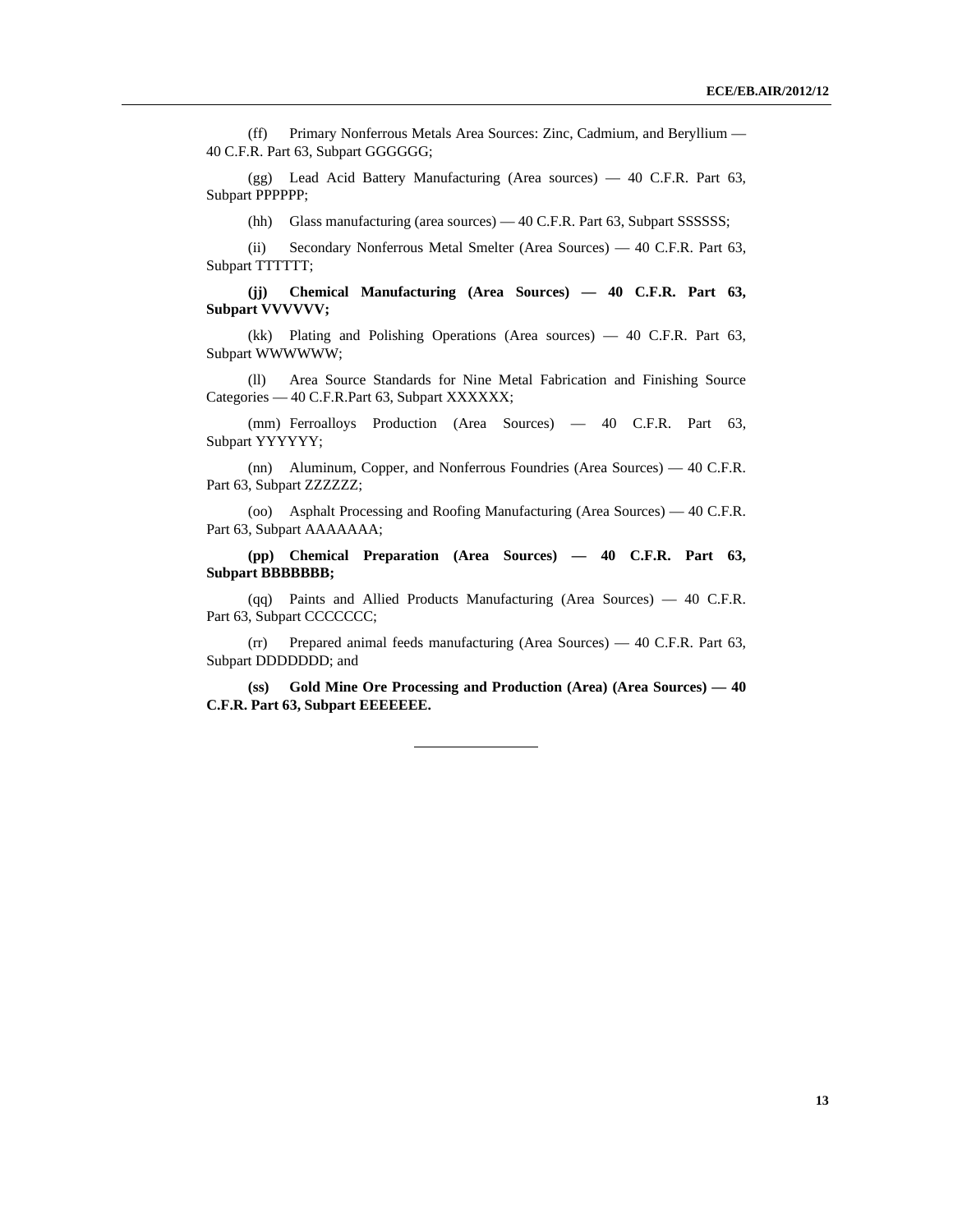(ff) Primary Nonferrous Metals Area Sources: Zinc, Cadmium, and Beryllium — 40 C.F.R. Part 63, Subpart GGGGGG;

(gg) Lead Acid Battery Manufacturing (Area sources) — 40 C.F.R. Part 63, Subpart PPPPPP;

(hh) Glass manufacturing (area sources) — 40 C.F.R. Part 63, Subpart SSSSSS;

(ii) Secondary Nonferrous Metal Smelter (Area Sources) — 40 C.F.R. Part 63, Subpart TTTTTT;

**(jj) Chemical Manufacturing (Area Sources) — 40 C.F.R. Part 63, Subpart VVVVVV;**

(kk) Plating and Polishing Operations (Area sources) — 40 C.F.R. Part 63, Subpart WWWWWW;

(ll) Area Source Standards for Nine Metal Fabrication and Finishing Source Categories — 40 C.F.R.Part 63, Subpart XXXXXX;

(mm) Ferroalloys Production (Area Sources) — 40 C.F.R. Part 63, Subpart YYYYYY;

(nn) Aluminum, Copper, and Nonferrous Foundries (Area Sources) — 40 C.F.R. Part 63, Subpart ZZZZZZ;

(oo) Asphalt Processing and Roofing Manufacturing (Area Sources) — 40 C.F.R. Part 63, Subpart AAAAAAA;

**(pp) Chemical Preparation (Area Sources) — 40 C.F.R. Part 63, Subpart BBBBBBB;**

(qq) Paints and Allied Products Manufacturing (Area Sources) — 40 C.F.R. Part 63, Subpart CCCCCCC;

(rr) Prepared animal feeds manufacturing (Area Sources) — 40 C.F.R. Part 63, Subpart DDDDDDD; and

**(ss) Gold Mine Ore Processing and Production (Area) (Area Sources) — 40 C.F.R. Part 63, Subpart EEEEEEE.**